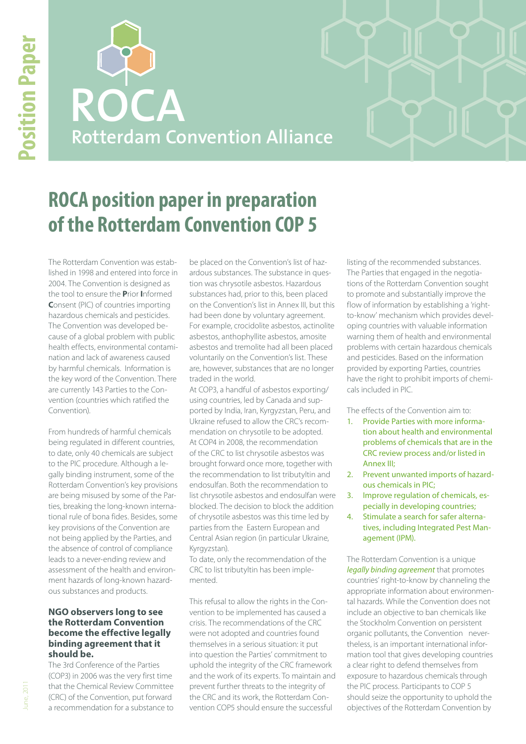Position Paper

# ROCA
## Rotterdam Convention Alliance

# ROCA position paper in preparation of the Rotterdam Convention COP 5

The Rotterdam Convention was established in 1998 and entered into force in 2004. The Convention is designed as the tool to ensure the **P**rior **I**nformed **C**onsent (PIC) of countries importing hazardous chemicals and pesticides. The Convention was developed because of a global problem with public health effects, environmental contamination and lack of awareness caused by harmful chemicals. Information is the key word of the Convention. There are currently 143 Parties to the Convention (countries which ratified the Convention).

From hundreds of harmful chemicals being regulated in different countries, to date, only 40 chemicals are subject to the PIC procedure. Although a legally binding instrument, some of the Rotterdam Convention's key provisions are being misused by some of the Parties, breaking the long-known international rule of bona fides. Besides, some key provisions of the Convention are not being applied by the Parties, and the absence of control of compliance leads to a never-ending review and assessment of the health and environment hazards of long-known hazardous substances and products.

### NGO observers long to see the Rotterdam Convention become the effective legally binding agreement that it should be.

The 3rd Conference of the Parties (COP3) in 2006 was the very first time that the Chemical Review Committee (CRC) of the Convention, put forward a recommendation for a substance to be placed on the Convention's list of hazardous substances. The substance in question was chrysotile asbestos. Hazardous substances had, prior to this, been placed on the Convention's list in Annex III, but this had been done by voluntary agreement. For example, crocidolite asbestos, actinolite asbestos, anthophyllite asbestos, amosite asbestos and tremolite had all been placed voluntarily on the Convention's list. These are, however, substances that are no longer traded in the world.

At COP3, a handful of asbestos exporting/using countries, led by Canada and supported by India, Iran, Kyrgyzstan, Peru, and Ukraine refused to allow the CRC's recommendation on chrysotile to be adopted. At COP4 in 2008, the recommendation of the CRC to list chrysotile asbestos was brought forward once more, together with the recommendation to list tributyltin and endosulfan. Both the recommendation to list chrysotile asbestos and endosulfan were blocked. The decision to block the addition of chrysotile asbestos was this time led by parties from the Eastern European and Central Asian region (in particular Ukraine, Kyrgyzstan).

To date, only the recommendation of the CRC to list tributyltin has been implemented.

This refusal to allow the rights in the Convention to be implemented has caused a crisis. The recommendations of the CRC were not adopted and countries found themselves in a serious situation: it put into question the Parties' commitment to uphold the integrity of the CRC framework and the work of its experts. To maintain and prevent further threats to the integrity of the CRC and its work, the Rotterdam Convention COP5 should ensure the successful listing of the recommended substances. The Parties that engaged in the negotiations of the Rotterdam Convention sought to promote and substantially improve the flow of information by establishing a 'right-to-know' mechanism which provides developing countries with valuable information warning them of health and environmental problems with certain hazardous chemicals and pesticides. Based on the information provided by exporting Parties, countries have the right to prohibit imports of chemicals included in PIC.

The effects of the Convention aim to:

1. Provide Parties with more information about health and environmental problems of chemicals that are in the CRC review process and/or listed in Annex III;
2. Prevent unwanted imports of hazardous chemicals in PIC;
3. Improve regulation of chemicals, especially in developing countries;
4. Stimulate a search for safer alternatives, including Integrated Pest Management (IPM).

The Rotterdam Convention is a unique *legally binding agreement* that promotes countries' right-to-know by channeling the appropriate information about environmental hazards. While the Convention does not include an objective to ban chemicals like the Stockholm Convention on persistent organic pollutants, the Convention nevertheless, is an important international information tool that gives developing countries a clear right to defend themselves from exposure to hazardous chemicals through the PIC process. Participants to COP 5 should seize the opportunity to uphold the objectives of the Rotterdam Convention by

June, 2011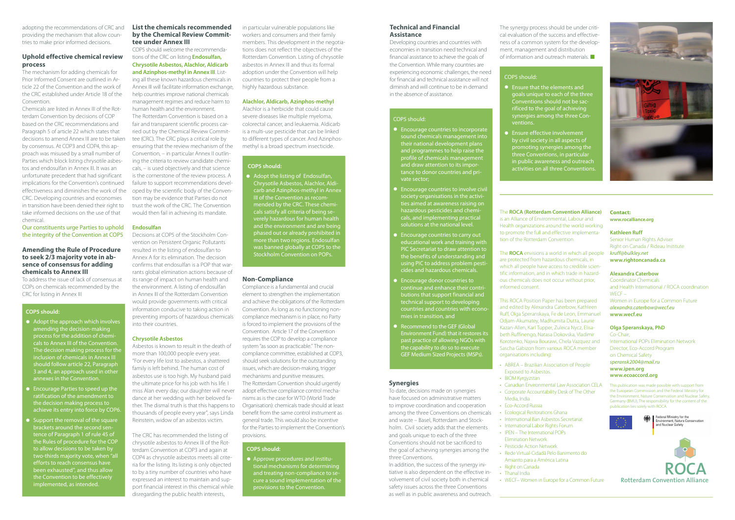adopting the recommendations of CRC and providing the mechanism that allow countries to make prior informed decisions.

## Uphold effective chemical review process

The mechanism for adding chemicals for Prior Informed Consent are outlined in Article 22 of the Convention and the work of the CRC established under Article 18 of the Convention.

Chemicals are listed in Annex III of the Rotterdam Convention by decisions of COP based on the CRC recommendations and Paragraph 5 of article 22 which states that decisions to amend Annex III are to be taken by consensus. At COP3 and COP4, this approach was misused by a small number of Parties which block listing chrysotile asbestos and endosulfan in Annex III. It was an unfortunate precedent that had significant implications for the Convention's continued effectiveness and diminishes the work of the CRC. Developing countries and economies in transition have been denied their right to take informed decisions on the use of that chemical.

Our constituents urge Parties to uphold the integrity of the Convention at COP5

## Amending the Rule of Procedure to seek 2/3 majority vote in absence of consensus for adding chemicals to Annex III

To address the issue of lack of consensus at COPs on chemicals recommended by the CRC for listing in Annex III

**COP5 should:**

- Adopt the approach which involves amending the decision-making process for the addition of chemicals to Annex III of the Convention. The decision making process for the inclusion of chemicals in Annex III should follow article 22, Paragraph 3 and 4, an approach used in other annexes in the Convention.
- Encourage Parties to speed up the ratification of the amendment to the decision making process to achieve its entry into force by COP6.
- Support the removal of the square brackets around the second sentence of Paragraph 1 of rule 45 of the Rules of procedure for the COP to allow decisions to be taken by two-thirds majority vote, when "all efforts to reach consensus have been exhausted", and thus allow the Convention to be effectively implemented, as intended.

## List the chemicals recommended by the Chemical Review Committee under Annex III

COP5 should welcome the recommendations of the CRC on listing **Endosulfan, Chrysotile Asbestos, Alachlor, Aldicarb and Azinphos-methyl in Annex III**. Listing all these known hazardous chemicals in Annex III will facilitate information exchange, help countries improve national chemicals management regimes and reduce harm to human health and the environment.

The Rotterdam Convention is based on a fair and transparent scientific process carried out by the Chemical Review Committee (CRC). The CRC plays a critical role by ensuring that the review mechanism of the Convention, – in particular Annex II outlining the criteria to review candidate chemicals, – is used objectively and that science is the cornerstone of the review process. A failure to support recommendations developed by the scientific body of the Convention may be evidence that Parties do not trust the work of the CRC. The Convention would then fail in achieving its mandate.

### Endosulfan

Decisions at COP5 of the Stockholm Convention on Persistent Organic Pollutants resulted in the listing of endosulfan to Annex A for its elimination. The decision confirms that endosulfan is a POP that warrants global elimination actions because of its range of impact on human health and the environment. A listing of endosulfan in Annex III of the Rotterdam Convention would provide governments with critical information conducive to taking action in preventing imports of hazardous chemicals into their countries.

### Chrysotile Asbestos

Asbestos is known to result in the death of more than 100,000 people every year. "For every life lost to asbestos, a shattered family is left behind. The human cost of asbestos use is too high. My husband paid the ultimate price for his job with his life. I miss Alan every day; our daughter will never dance at her wedding with her beloved father. The dismal truth is that this happens to thousands of people every year", says Linda Reinstein, widow of an asbestos victim.

The CRC has recommended the listing of chrysotile asbestos to Annex III of the Rotterdam Convention at COP3 and again at COP4 as chrysotile asbestos meets all criteria for the listing. Its listing is only objected to by a tiny number of countries who have expressed an interest to maintain and support financial interest in this chemical while disregarding the public health interests, in particular vulnerable populations like workers and consumers and their family members. This development in the negotiations does not reflect the objectives of the Rotterdam Convention. Listing of chrysotile asbestos in Annex III and thus its formal adoption under the Convention will help countries to protect their people from a highly hazardous substance.

### Alachlor, Aldicarb, Azinphos-methyl

Alachlor is a herbicide that could cause severe diseases like multiple myeloma, colorectal cancer, and leukaemia. Aldicarb is a multi-use pesticide that can be linked to different types of cancer. And Azinphos-methyl is a broad spectrum insecticide.

**COP5 should:**

- Adopt the listing of Endosulfan, Chrysotile Asbestos, Alachlor, Aldicarb and Azinphos-methyl in Annex III of the Convention as recommended by the CRC. These chemicals satisfy all criteria of being severely hazardous for human health and the environment and are being phased out or already prohibited in more than two regions. Endosulfan was banned globally at COP5 to the Stockholm Convention on POPs.

## Non-Compliance

Compliance is a fundamental and crucial element to strengthen the implementation and achieve the obligations of the Rotterdam Convention. As long as no functioning non-compliance mechanism is in place, no Party is forced to implement the provisions of the Convention. Article 17 of the Convention requires the COP to develop a compliance system "as soon as practicable." The non-compliance committee, established at COP3, should seek solutions for the outstanding issues, which are decision-making, trigger mechanisms and punitive measures.

The Rotterdam Convention should urgently adopt effective compliance control mechanisms as is the case for WTO (World Trade Organisation): chemicals trade should at least benefit from the same control instrument as general trade. This would also be incentive for the Parties to implement the Convention's provisions.

**COP5 should:**

- Approve procedures and institutional mechanisms for determining and treating non-compliance to secure a sound implementation of the provisions to the Convention.

## Technical and Financial Assistance

Developing countries and countries with economies in transition need technical and financial assistance to achieve the goals of the Convention. While many countries are experiencing economic challenges, the need for financial and technical assistance will not diminish and will continue to be in demand in the absence of assistance.

**COP5 should:**

- Encourage countries to incorporate sound chemicals management into their national development plans and programmes to help raise the profile of chemicals management and draw attention to its importance to donor countries and private sector;
- Encourage countries to involve civil society organisations in the activities aimed at awareness raising on hazardous pesticides and chemicals, and implementing practical solutions at the national level.
- Encourage countries to carry out educational work and training with PIC Secretariat to draw attention to the benefits of understanding and using PIC to address problem pesticides and hazardous chemicals.
- Encourage donor countries to continue and enhance their contributions that support financial and technical support to developing countries and countries with economies in transition, and
- Recommend to the GEF (Global Environment Fund) that it restores its past practice of allowing NGOs with the capability to do so to execute GEF Medium Sized Projects (MSPs).

## Synergies

To date, decisions made on synergies have focused on administrative matters to improve coordination and cooperation among the three Conventions on chemicals and waste – Basel, Rotterdam and Stockholm. Civil society adds that the elements and goals unique to each of the three Conventions should not be sacrificed to the goal of achieving synergies among the three Conventions.

In addition, the success of the synergy initiative is also dependent on the effective involvement of civil society both in chemical safety issues across the three Conventions as well as in public awareness and outreach.

The synergy process should be under critical evaluation of the success and effectiveness of a common system for the development, management and distribution of information and outreach materials.

**COP5 should:**

- Ensure that the elements and goals unique to each of the three Conventions should not be sacrificed to the goal of achieving synergies among the three Conventions.
- Ensure effective involvement by civil society in all aspects of promoting synergies among the three Conventions, in particular in public awareness and outreach activities on all three Conventions.

The **ROCA (Rotterdam Convention Alliance)** is an Alliance of Environmental, Labour and Health organizations around the world working to promote the full and effective implementation of the Rotterdam Convention.

The **ROCA** envisions a world in which all people are protected from hazardous chemicals, in which all people have access to credible scientific information, and in which trade in hazardous chemicals does not occur without prior, informed consent.

This ROCA Position Paper has been prepared and edited by Alexandra Caterbow, Kathleen Ruff, Olga Speranskaya, Fe de Leon, Emmanuel Odjam-Akumatey, Madhumita Dutta, Laurie Kazan-Allen, Karl Tupper, Zuleica Nycz, Elisabeth Ruffinengo, Natasa Dokovska, Vladimir Korotenko, Najwa Bourawi, Chela Vazquez and Sascha Gabizon from various ROCA member organisations including:

- ABREA – Brazilian Association of People Exposed to Asbestos
- BIOM Kyrgyzstan
- Canadian Environmental Law Association CELA
- Corporate Accountability Desk of The Other Media, India
- Eco-Accord Russia
- Ecological Restorations Ghana
- International Ban Asbestos Secretariat
- International Labor Rights Forum
- IPEN – The International POPs Elimination Network
- Pesticide Action Network
- Rede Virtual-Cidadã Pelo Banimento do Amianto para a América Latina
- Right on Canada
- Thanal India
- WECF – Women in Europe for a Common Future

**Contact:**
www.rocalliance.org

**Kathleen Ruff**
Senior Human Rights Adviser
Right on Canada / Rideau Institute
*kruff@bulkley.net*
**www.rightoncanada.ca**

**Alexandra Caterbow**
Coordinator Chemicals and Health International / ROCA coordination
WECF –
Women in Europe for a Common Future
*alexandra.caterbow@wecf.eu*
**www.wecf.eu**

**Olga Speranskaya, PhD**
Co-Chair,
International POPs Elimination Network
Director, Eco-Accord Program on Chemical Safety
*speransk2004@mail.ru*
**www.ipen.org**
**www.ecoaccord.org**

This publication was made possible with support from the European Commission and the Federal Ministry for the Environment, Nature Conservation and Nuclear Safety, Germany (BMU). The responsibility for the content of the publication lies solely with ROCA.

Federal Ministry for the Environment, Nature Conservation and Nuclear Safety

ROCA
Rotterdam Convention Alliance